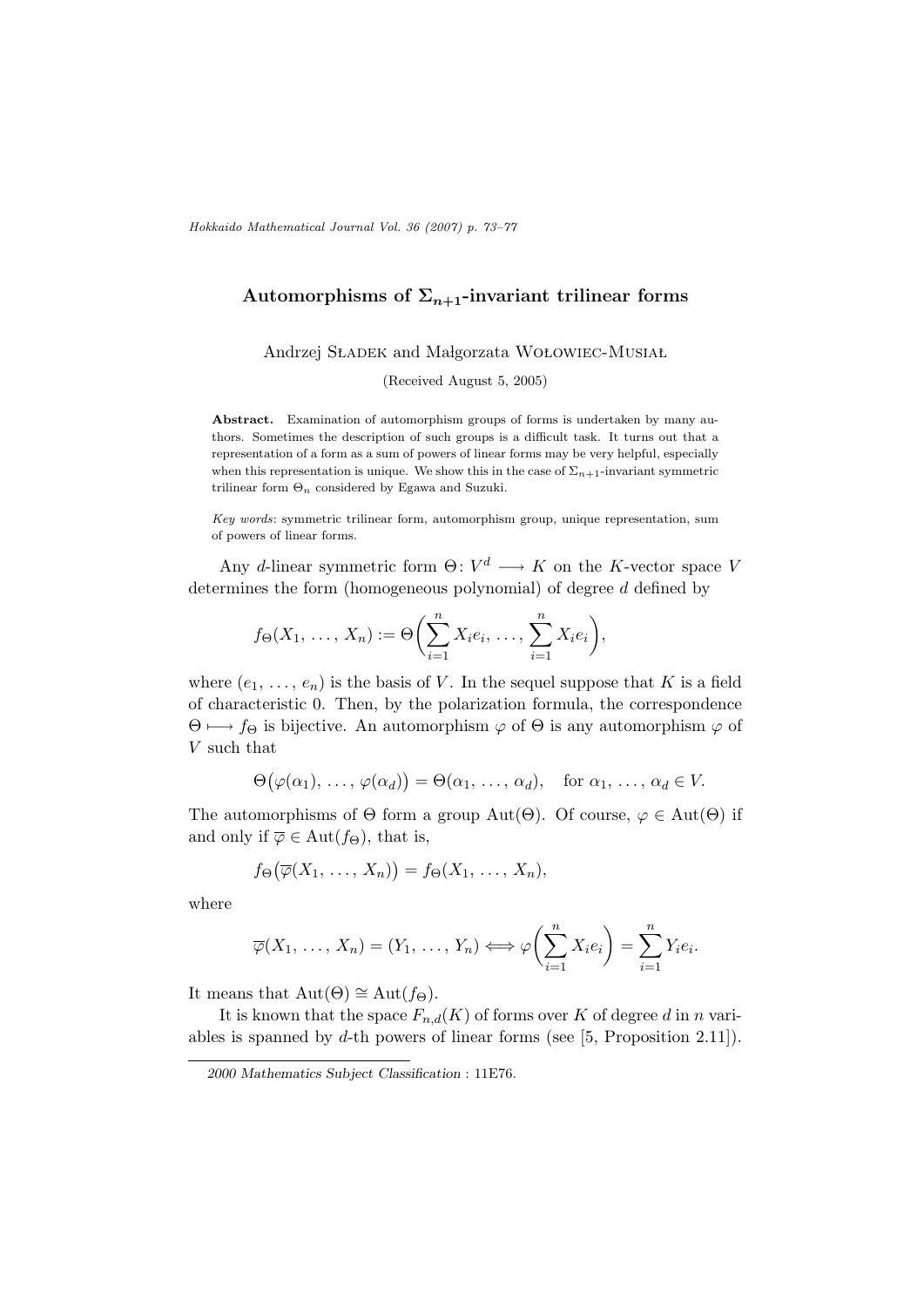# Automorphisms of $\Sigma_{n+1}$-invariant trilinear forms

Andrzej Sładek and Małgorzata Wołowiec-Musiał

(Received August 5, 2005)

**Abstract.** Examination of automorphism groups of forms is undertaken by many authors. Sometimes the description of such groups is a difficult task. It turns out that a representation of a form as a sum of powers of linear forms may be very helpful, especially when this representation is unique. We show this in the case of $\Sigma_{n+1}$-invariant symmetric trilinear form $\Theta_n$ considered by Egawa and Suzuki.

*Key words*: symmetric trilinear form, automorphism group, unique representation, sum of powers of linear forms.

Any $d$-linear symmetric form $\Theta\colon V^d \longrightarrow K$ on the $K$-vector space $V$ determines the form (homogeneous polynomial) of degree $d$ defined by

$$f_\Theta(X_1, \ldots, X_n) := \Theta\biggl(\sum_{i=1}^n X_i e_i, \ldots, \sum_{i=1}^n X_i e_i\biggr),$$

where $(e_1, \ldots, e_n)$ is the basis of $V$. In the sequel suppose that $K$ is a field of characteristic 0. Then, by the polarization formula, the correspondence $\Theta \longmapsto f_\Theta$ is bijective. An automorphism $\varphi$ of $\Theta$ is any automorphism $\varphi$ of $V$ such that

$$\Theta\bigl(\varphi(\alpha_1), \ldots, \varphi(\alpha_d)\bigr) = \Theta(\alpha_1, \ldots, \alpha_d), \quad \text{for } \alpha_1, \ldots, \alpha_d \in V.$$

The automorphisms of $\Theta$ form a group $\mathrm{Aut}(\Theta)$. Of course, $\varphi \in \mathrm{Aut}(\Theta)$ if and only if $\overline{\varphi} \in \mathrm{Aut}(f_\Theta)$, that is,

$$f_\Theta\bigl(\overline{\varphi}(X_1, \ldots, X_n)\bigr) = f_\Theta(X_1, \ldots, X_n),$$

where

$$\overline{\varphi}(X_1, \ldots, X_n) = (Y_1, \ldots, Y_n) \Longleftrightarrow \varphi\biggl(\sum_{i=1}^n X_i e_i\biggr) = \sum_{i=1}^n Y_i e_i.$$

It means that $\mathrm{Aut}(\Theta) \cong \mathrm{Aut}(f_\Theta)$.

It is known that the space $F_{n,d}(K)$ of forms over $K$ of degree $d$ in $n$ variables is spanned by $d$-th powers of linear forms (see [5, Proposition 2.11]).

---

*2000 Mathematics Subject Classification* : 11E76.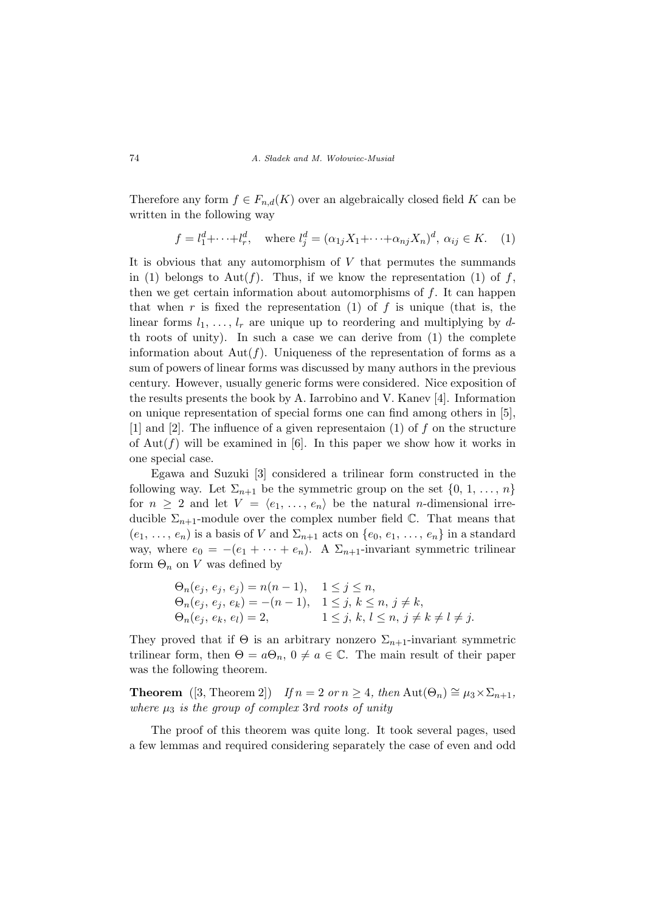Therefore any form $f \in F_{n,d}(K)$ over an algebraically closed field $K$ can be written in the following way

$$f = l_1^d + \cdots + l_r^d, \quad \text{where } l_j^d = (\alpha_{1j}X_1 + \cdots + \alpha_{nj}X_n)^d,\ \alpha_{ij} \in K. \quad (1)$$

It is obvious that any automorphism of $V$ that permutes the summands in (1) belongs to $\mathrm{Aut}(f)$. Thus, if we know the representation (1) of $f$, then we get certain information about automorphisms of $f$. It can happen that when $r$ is fixed the representation (1) of $f$ is unique (that is, the linear forms $l_1, \ldots, l_r$ are unique up to reordering and multiplying by $d$-th roots of unity). In such a case we can derive from (1) the complete information about $\mathrm{Aut}(f)$. Uniqueness of the representation of forms as a sum of powers of linear forms was discussed by many authors in the previous century. However, usually generic forms were considered. Nice exposition of the results presents the book by A. Iarrobino and V. Kanev [4]. Information on unique representation of special forms one can find among others in [5], [1] and [2]. The influence of a given representaion (1) of $f$ on the structure of $\mathrm{Aut}(f)$ will be examined in [6]. In this paper we show how it works in one special case.

Egawa and Suzuki [3] considered a trilinear form constructed in the following way. Let $\Sigma_{n+1}$ be the symmetric group on the set $\{0, 1, \ldots, n\}$ for $n \geq 2$ and let $V = \langle e_1, \ldots, e_n \rangle$ be the natural $n$-dimensional irreducible $\Sigma_{n+1}$-module over the complex number field $\mathbb{C}$. That means that $(e_1, \ldots, e_n)$ is a basis of $V$ and $\Sigma_{n+1}$ acts on $\{e_0, e_1, \ldots, e_n\}$ in a standard way, where $e_0 = -(e_1 + \cdots + e_n)$. A $\Sigma_{n+1}$-invariant symmetric trilinear form $\Theta_n$ on $V$ was defined by

$$\begin{aligned}
&\Theta_n(e_j, e_j, e_j) = n(n-1), && 1 \leq j \leq n, \\
&\Theta_n(e_j, e_j, e_k) = -(n-1), && 1 \leq j, k \leq n,\ j \neq k, \\
&\Theta_n(e_j, e_k, e_l) = 2, && 1 \leq j, k, l \leq n,\ j \neq k \neq l \neq j.
\end{aligned}$$

They proved that if $\Theta$ is an arbitrary nonzero $\Sigma_{n+1}$-invariant symmetric trilinear form, then $\Theta = a\Theta_n$, $0 \neq a \in \mathbb{C}$. The main result of their paper was the following theorem.

**Theorem** ([3, Theorem 2]) *If $n = 2$ or $n \geq 4$, then $\mathrm{Aut}(\Theta_n) \cong \mu_3 \times \Sigma_{n+1}$, where $\mu_3$ is the group of complex 3rd roots of unity*

The proof of this theorem was quite long. It took several pages, used a few lemmas and required considering separately the case of even and odd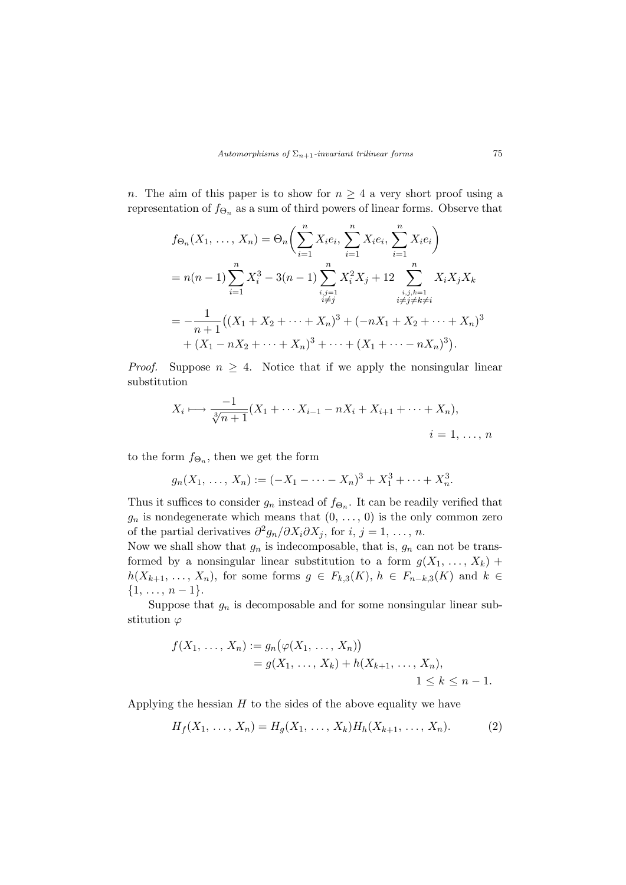$n$. The aim of this paper is to show for $n \geq 4$ a very short proof using a representation of $f_{\Theta_n}$ as a sum of third powers of linear forms. Observe that

$$
\begin{aligned}
f_{\Theta_n}(X_1, \ldots, X_n) &= \Theta_n\biggl(\sum_{i=1}^{n} X_i e_i, \sum_{i=1}^{n} X_i e_i, \sum_{i=1}^{n} X_i e_i\biggr) \\
&= n(n-1)\sum_{i=1}^{n} X_i^3 - 3(n-1)\sum_{\substack{i,j=1 \\ i\neq j}}^{n} X_i^2 X_j + 12 \sum_{\substack{i,j,k=1 \\ i\neq j\neq k\neq i}}^{n} X_i X_j X_k \\
&= -\frac{1}{n+1}\bigl((X_1 + X_2 + \cdots + X_n)^3 + (-nX_1 + X_2 + \cdots + X_n)^3 \\
&\quad + (X_1 - nX_2 + \cdots + X_n)^3 + \cdots + (X_1 + \cdots - nX_n)^3\bigr).
\end{aligned}
$$

*Proof.* Suppose $n \geq 4$. Notice that if we apply the nonsingular linear substitution

$$
X_i \longmapsto \frac{-1}{\sqrt[3]{n+1}}(X_1 + \cdots X_{i-1} - nX_i + X_{i+1} + \cdots + X_n), \qquad i = 1, \ldots, n
$$

to the form $f_{\Theta_n}$, then we get the form

$$
g_n(X_1, \ldots, X_n) := (-X_1 - \cdots - X_n)^3 + X_1^3 + \cdots + X_n^3.
$$

Thus it suffices to consider $g_n$ instead of $f_{\Theta_n}$. It can be readily verified that $g_n$ is nondegenerate which means that $(0, \ldots, 0)$ is the only common zero of the partial derivatives $\partial^2 g_n/\partial X_i \partial X_j$, for $i, j = 1, \ldots, n$.
Now we shall show that $g_n$ is indecomposable, that is, $g_n$ can not be transformed by a nonsingular linear substitution to a form $g(X_1, \ldots, X_k) + h(X_{k+1}, \ldots, X_n)$, for some forms $g \in F_{k,3}(K)$, $h \in F_{n-k,3}(K)$ and $k \in \{1, \ldots, n-1\}$.

Suppose that $g_n$ is decomposable and for some nonsingular linear substitution $\varphi$

$$
\begin{aligned}
f(X_1, \ldots, X_n) &:= g_n\bigl(\varphi(X_1, \ldots, X_n)\bigr) \\
&= g(X_1, \ldots, X_k) + h(X_{k+1}, \ldots, X_n), \qquad 1 \leq k \leq n-1.
\end{aligned}
$$

Applying the hessian $H$ to the sides of the above equality we have

$$
H_f(X_1, \ldots, X_n) = H_g(X_1, \ldots, X_k) H_h(X_{k+1}, \ldots, X_n). \tag{2}
$$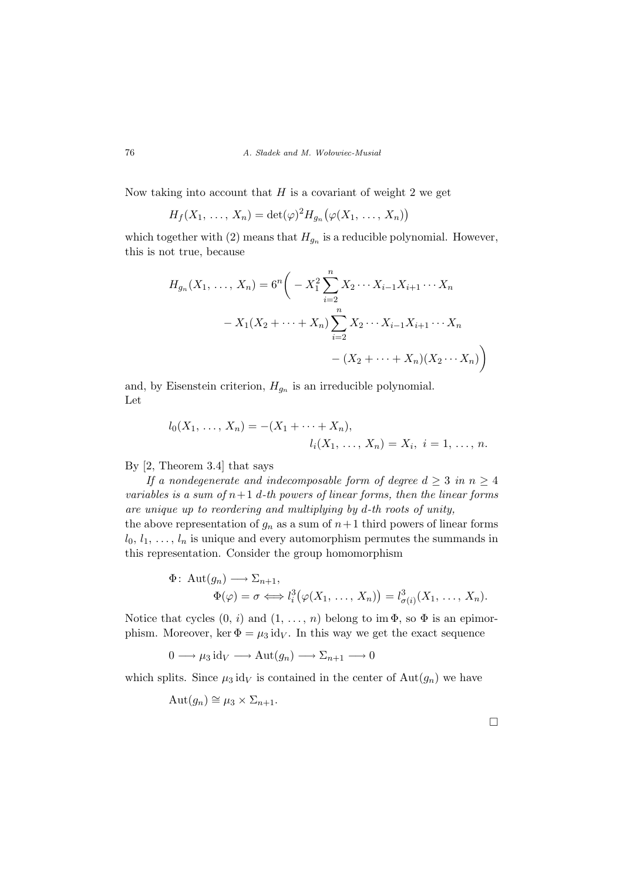Now taking into account that $H$ is a covariant of weight 2 we get

$$H_f(X_1, \ldots, X_n) = \det(\varphi)^2 H_{g_n}\big(\varphi(X_1, \ldots, X_n)\big)$$

which together with (2) means that $H_{g_n}$ is a reducible polynomial. However, this is not true, because

$$\begin{aligned} H_{g_n}(X_1, \ldots, X_n) = 6^n\bigg( &- X_1^2 \sum_{i=2}^{n} X_2 \cdots X_{i-1} X_{i+1} \cdots X_n \\ &- X_1(X_2 + \cdots + X_n) \sum_{i=2}^{n} X_2 \cdots X_{i-1} X_{i+1} \cdots X_n \\ &- (X_2 + \cdots + X_n)(X_2 \cdots X_n)\bigg) \end{aligned}$$

and, by Eisenstein criterion, $H_{g_n}$ is an irreducible polynomial.

Let

$$l_0(X_1, \ldots, X_n) = -(X_1 + \cdots + X_n),$$
$$l_i(X_1, \ldots, X_n) = X_i, \; i = 1, \ldots, n.$$

By [2, Theorem 3.4] that says

*If a nondegenerate and indecomposable form of degree $d \geq 3$ in $n \geq 4$ variables is a sum of $n+1$ $d$-th powers of linear forms, then the linear forms are unique up to reordering and multiplying by $d$-th roots of unity,*

the above representation of $g_n$ as a sum of $n+1$ third powers of linear forms $l_0, l_1, \ldots, l_n$ is unique and every automorphism permutes the summands in this representation. Consider the group homomorphism

$$\Phi\colon \operatorname{Aut}(g_n) \longrightarrow \Sigma_{n+1},$$
$$\Phi(\varphi) = \sigma \iff l_i^3\big(\varphi(X_1, \ldots, X_n)\big) = l_{\sigma(i)}^3(X_1, \ldots, X_n).$$

Notice that cycles $(0, i)$ and $(1, \ldots, n)$ belong to $\operatorname{im}\Phi$, so $\Phi$ is an epimorphism. Moreover, $\ker\Phi = \mu_3 \operatorname{id}_V$. In this way we get the exact sequence

$$0 \longrightarrow \mu_3 \operatorname{id}_V \longrightarrow \operatorname{Aut}(g_n) \longrightarrow \Sigma_{n+1} \longrightarrow 0$$

which splits. Since $\mu_3 \operatorname{id}_V$ is contained in the center of $\operatorname{Aut}(g_n)$ we have

$$\operatorname{Aut}(g_n) \cong \mu_3 \times \Sigma_{n+1}.$$

□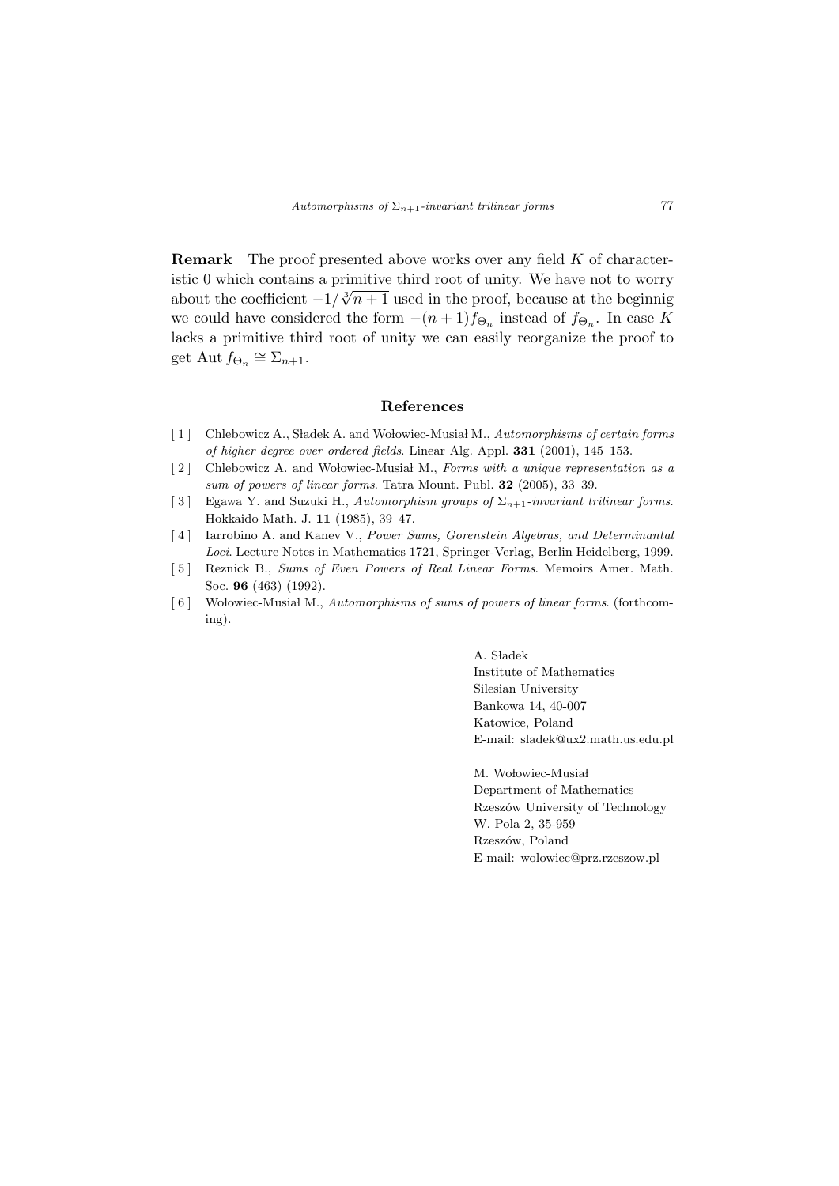**Remark** The proof presented above works over any field $K$ of characteristic 0 which contains a primitive third root of unity. We have not to worry about the coefficient $-1/\sqrt[3]{n+1}$ used in the proof, because at the beginnig we could have considered the form $-(n+1)f_{\Theta_n}$ instead of $f_{\Theta_n}$. In case $K$ lacks a primitive third root of unity we can easily reorganize the proof to get $\operatorname{Aut} f_{\Theta_n} \cong \Sigma_{n+1}$.

## References

[1] Chlebowicz A., Sładek A. and Wołowiec-Musiał M., *Automorphisms of certain forms of higher degree over ordered fields*. Linear Alg. Appl. **331** (2001), 145–153.

[2] Chlebowicz A. and Wołowiec-Musiał M., *Forms with a unique representation as a sum of powers of linear forms*. Tatra Mount. Publ. **32** (2005), 33–39.

[3] Egawa Y. and Suzuki H., *Automorphism groups of $\Sigma_{n+1}$-invariant trilinear forms*. Hokkaido Math. J. **11** (1985), 39–47.

[4] Iarrobino A. and Kanev V., *Power Sums, Gorenstein Algebras, and Determinantal Loci*. Lecture Notes in Mathematics 1721, Springer-Verlag, Berlin Heidelberg, 1999.

[5] Reznick B., *Sums of Even Powers of Real Linear Forms*. Memoirs Amer. Math. Soc. **96** (463) (1992).

[6] Wołowiec-Musiał M., *Automorphisms of sums of powers of linear forms*. (forthcoming).

A. Sładek
Institute of Mathematics
Silesian University
Bankowa 14, 40-007
Katowice, Poland
E-mail: sladek@ux2.math.us.edu.pl

M. Wołowiec-Musiał
Department of Mathematics
Rzeszów University of Technology
W. Pola 2, 35-959
Rzeszów, Poland
E-mail: wolowiec@prz.rzeszow.pl